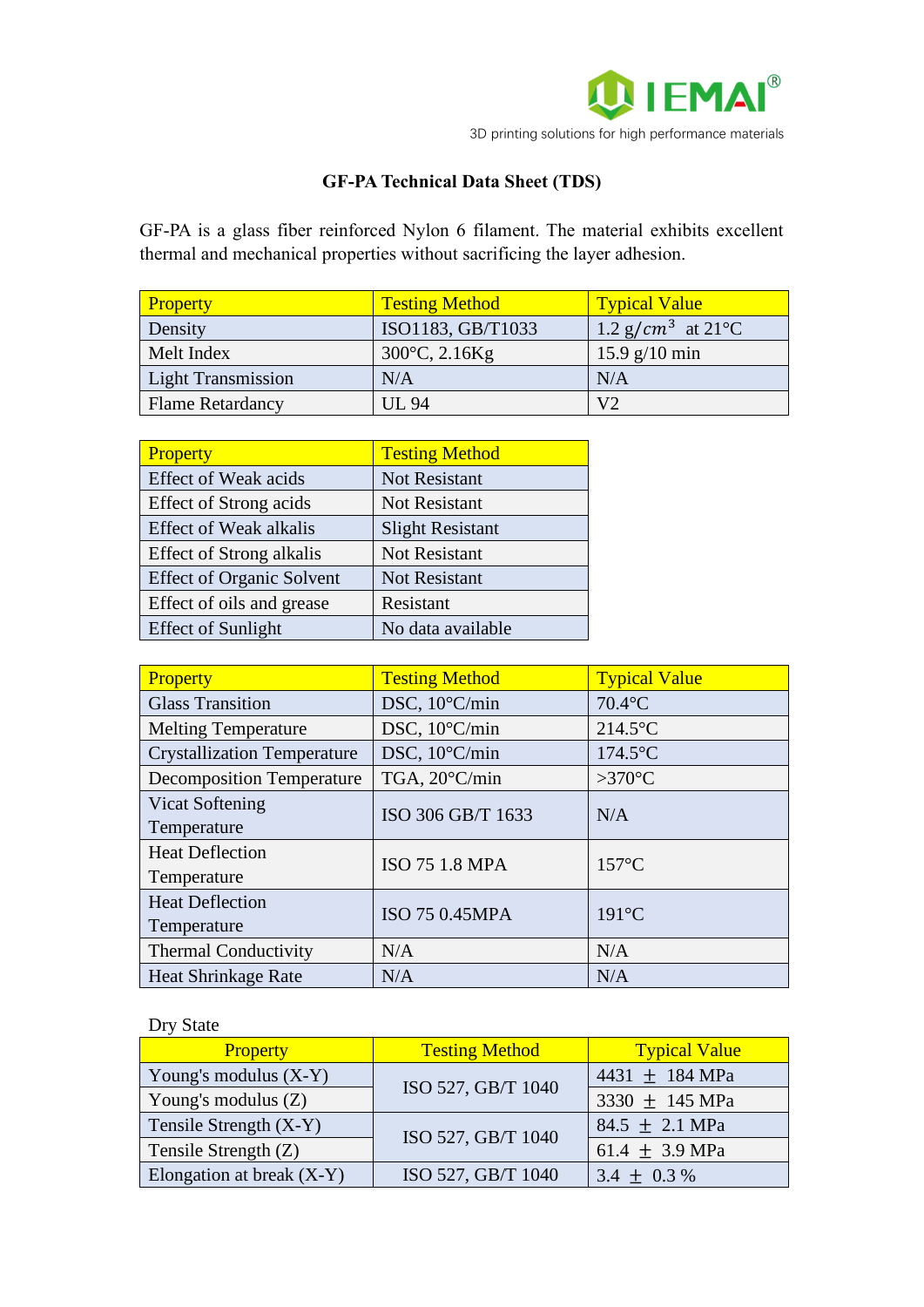IEMAI®

3D printing solutions for high performance materials

# GF-PA Technical Data Sheet (TDS)

GF-PA is a glass fiber reinforced Nylon 6 filament. The material exhibits excellent thermal and mechanical properties without sacrificing the layer adhesion.

| Property | Testing Method | Typical Value |
| --- | --- | --- |
| Density | ISO1183, GB/T1033 | 1.2 $g/cm^3$ at 21°C |
| Melt Index | 300°C, 2.16Kg | 15.9 g/10 min |
| Light Transmission | N/A | N/A |
| Flame Retardancy | UL 94 | V2 |

| Property | Testing Method |
| --- | --- |
| Effect of Weak acids | Not Resistant |
| Effect of Strong acids | Not Resistant |
| Effect of Weak alkalis | Slight Resistant |
| Effect of Strong alkalis | Not Resistant |
| Effect of Organic Solvent | Not Resistant |
| Effect of oils and grease | Resistant |
| Effect of Sunlight | No data available |

| Property | Testing Method | Typical Value |
| --- | --- | --- |
| Glass Transition | DSC, 10°C/min | 70.4°C |
| Melting Temperature | DSC, 10°C/min | 214.5°C |
| Crystallization Temperature | DSC, 10°C/min | 174.5°C |
| Decomposition Temperature | TGA, 20°C/min | >370°C |
| Vicat Softening Temperature | ISO 306 GB/T 1633 | N/A |
| Heat Deflection Temperature | ISO 75 1.8 MPA | 157°C |
| Heat Deflection Temperature | ISO 75 0.45MPA | 191°C |
| Thermal Conductivity | N/A | N/A |
| Heat Shrinkage Rate | N/A | N/A |

Dry State

| Property | Testing Method | Typical Value |
| --- | --- | --- |
| Young's modulus (X-Y) | ISO 527, GB/T 1040 | 4431 ± 184 MPa |
| Young's modulus (Z) | | 3330 ± 145 MPa |
| Tensile Strength (X-Y) | ISO 527, GB/T 1040 | 84.5 ± 2.1 MPa |
| Tensile Strength (Z) | | 61.4 ± 3.9 MPa |
| Elongation at break (X-Y) | ISO 527, GB/T 1040 | 3.4 ± 0.3 % |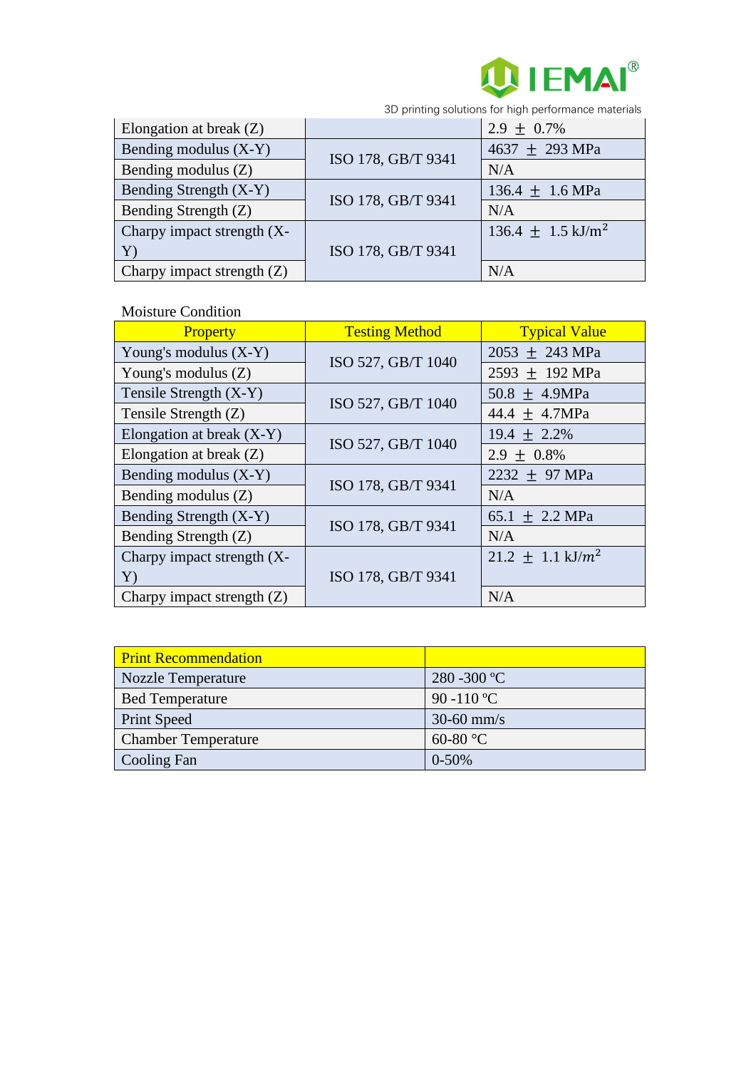| | | |
|---|---|---|
| Elongation at break (Z) | | 2.9 ± 0.7% |
| Bending modulus (X-Y) | ISO 178, GB/T 9341 | 4637 ± 293 MPa |
| Bending modulus (Z) | | N/A |
| Bending Strength (X-Y) | ISO 178, GB/T 9341 | 136.4 ± 1.6 MPa |
| Bending Strength (Z) | | N/A |
| Charpy impact strength (X-Y) | ISO 178, GB/T 9341 | 136.4 ± 1.5 $kJ/m^2$ |
| Charpy impact strength (Z) | | N/A |

Moisture Condition

| Property | Testing Method | Typical Value |
|---|---|---|
| Young's modulus (X-Y) | ISO 527, GB/T 1040 | 2053 ± 243 MPa |
| Young's modulus (Z) | | 2593 ± 192 MPa |
| Tensile Strength (X-Y) | ISO 527, GB/T 1040 | 50.8 ± 4.9MPa |
| Tensile Strength (Z) | | 44.4 ± 4.7MPa |
| Elongation at break (X-Y) | ISO 527, GB/T 1040 | 19.4 ± 2.2% |
| Elongation at break (Z) | | 2.9 ± 0.8% |
| Bending modulus (X-Y) | ISO 178, GB/T 9341 | 2232 ± 97 MPa |
| Bending modulus (Z) | | N/A |
| Bending Strength (X-Y) | ISO 178, GB/T 9341 | 65.1 ± 2.2 MPa |
| Bending Strength (Z) | | N/A |
| Charpy impact strength (X-Y) | ISO 178, GB/T 9341 | 21.2 ± 1.1 $kJ/m^2$ |
| Charpy impact strength (Z) | | N/A |

| Print Recommendation | |
|---|---|
| Nozzle Temperature | 280 -300 ºC |
| Bed Temperature | 90 -110 ºC |
| Print Speed | 30-60 mm/s |
| Chamber Temperature | 60-80 °C |
| Cooling Fan | 0-50% |